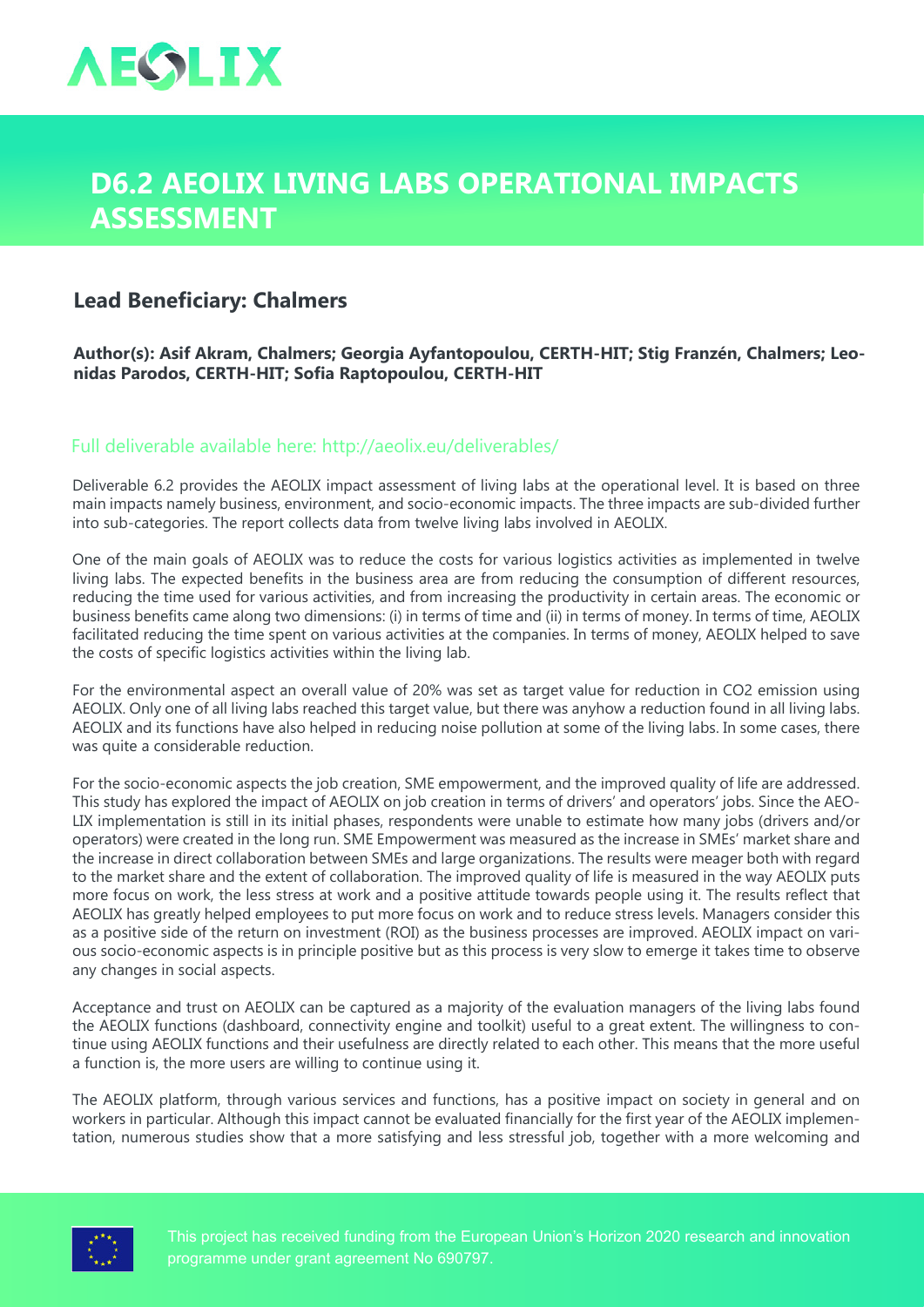# D6.2 AEOLIX LIVING LABS OPERATIONAL IMPACTS ASSESSMENT

## Lead Beneficiary: Chalmers

**Author(s): Asif Akram, Chalmers; Georgia Ayfantopoulou, CERTH-HIT; Stig Franzén, Chalmers; Leonidas Parodos, CERTH-HIT; Sofia Raptopoulou, CERTH-HIT**

Full deliverable available here: http://aeolix.eu/deliverables/

Deliverable 6.2 provides the AEOLIX impact assessment of living labs at the operational level. It is based on three main impacts namely business, environment, and socio-economic impacts. The three impacts are sub-divided further into sub-categories. The report collects data from twelve living labs involved in AEOLIX.

One of the main goals of AEOLIX was to reduce the costs for various logistics activities as implemented in twelve living labs. The expected benefits in the business area are from reducing the consumption of different resources, reducing the time used for various activities, and from increasing the productivity in certain areas. The economic or business benefits came along two dimensions: (i) in terms of time and (ii) in terms of money. In terms of time, AEOLIX facilitated reducing the time spent on various activities at the companies. In terms of money, AEOLIX helped to save the costs of specific logistics activities within the living lab.

For the environmental aspect an overall value of 20% was set as target value for reduction in $CO_2$ emission using AEOLIX. Only one of all living labs reached this target value, but there was anyhow a reduction found in all living labs. AEOLIX and its functions have also helped in reducing noise pollution at some of the living labs. In some cases, there was quite a considerable reduction.

For the socio-economic aspects the job creation, SME empowerment, and the improved quality of life are addressed. This study has explored the impact of AEOLIX on job creation in terms of drivers' and operators' jobs. Since the AEOLIX implementation is still in its initial phases, respondents were unable to estimate how many jobs (drivers and/or operators) were created in the long run. SME Empowerment was measured as the increase in SMEs' market share and the increase in direct collaboration between SMEs and large organizations. The results were meager both with regard to the market share and the extent of collaboration. The improved quality of life is measured in the way AEOLIX puts more focus on work, the less stress at work and a positive attitude towards people using it. The results reflect that AEOLIX has greatly helped employees to put more focus on work and to reduce stress levels. Managers consider this as a positive side of the return on investment (ROI) as the business processes are improved. AEOLIX impact on various socio-economic aspects is in principle positive but as this process is very slow to emerge it takes time to observe any changes in social aspects.

Acceptance and trust on AEOLIX can be captured as a majority of the evaluation managers of the living labs found the AEOLIX functions (dashboard, connectivity engine and toolkit) useful to a great extent. The willingness to continue using AEOLIX functions and their usefulness are directly related to each other. This means that the more useful a function is, the more users are willing to continue using it.

The AEOLIX platform, through various services and functions, has a positive impact on society in general and on workers in particular. Although this impact cannot be evaluated financially for the first year of the AEOLIX implementation, numerous studies show that a more satisfying and less stressful job, together with a more welcoming and

This project has received funding from the European Union's Horizon 2020 research and innovation programme under grant agreement No 690797.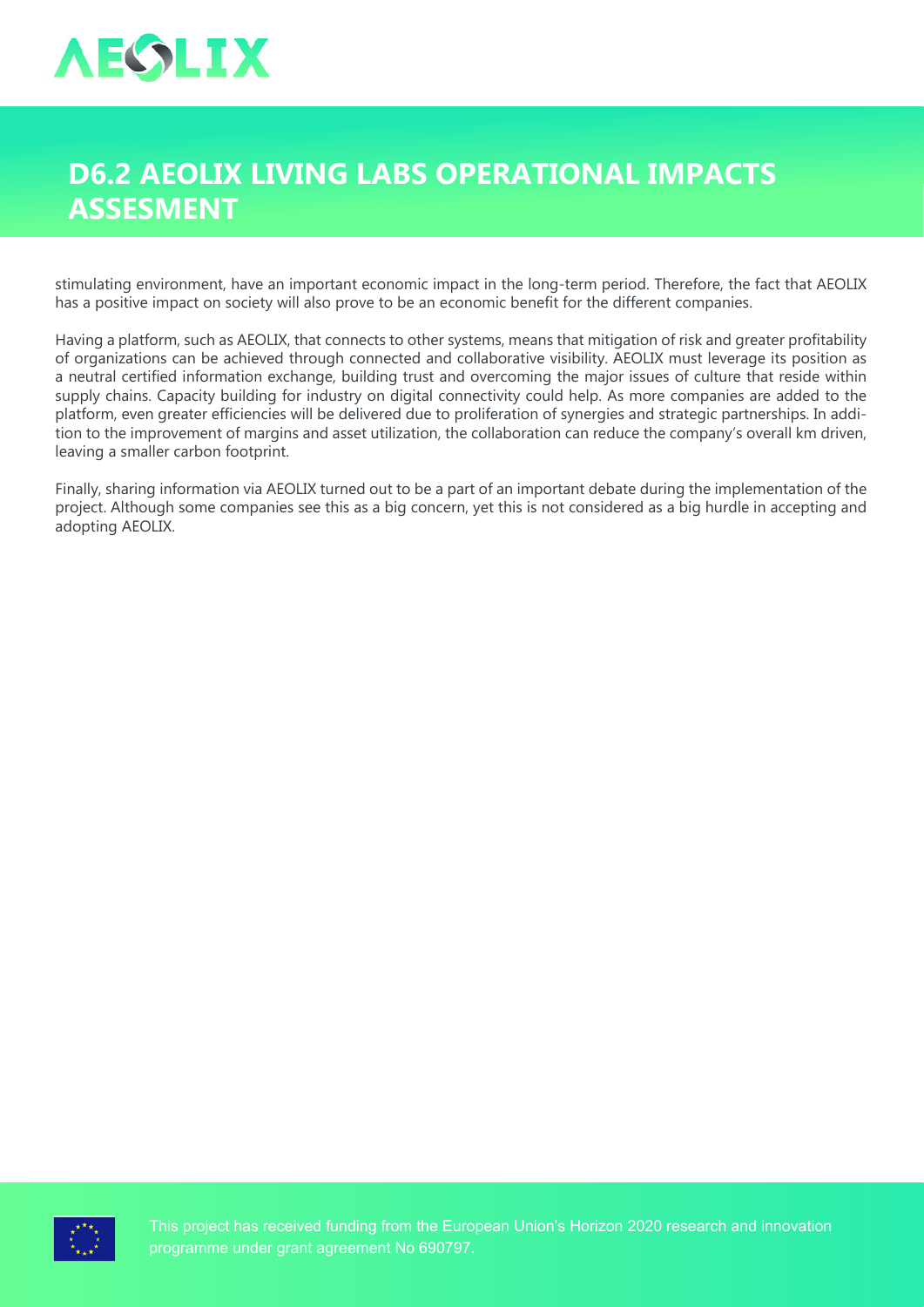stimulating environment, have an important economic impact in the long-term period. Therefore, the fact that AEOLIX has a positive impact on society will also prove to be an economic benefit for the different companies.

Having a platform, such as AEOLIX, that connects to other systems, means that mitigation of risk and greater profitability of organizations can be achieved through connected and collaborative visibility. AEOLIX must leverage its position as a neutral certified information exchange, building trust and overcoming the major issues of culture that reside within supply chains. Capacity building for industry on digital connectivity could help. As more companies are added to the platform, even greater efficiencies will be delivered due to proliferation of synergies and strategic partnerships. In addition to the improvement of margins and asset utilization, the collaboration can reduce the company's overall km driven, leaving a smaller carbon footprint.

Finally, sharing information via AEOLIX turned out to be a part of an important debate during the implementation of the project. Although some companies see this as a big concern, yet this is not considered as a big hurdle in accepting and adopting AEOLIX.